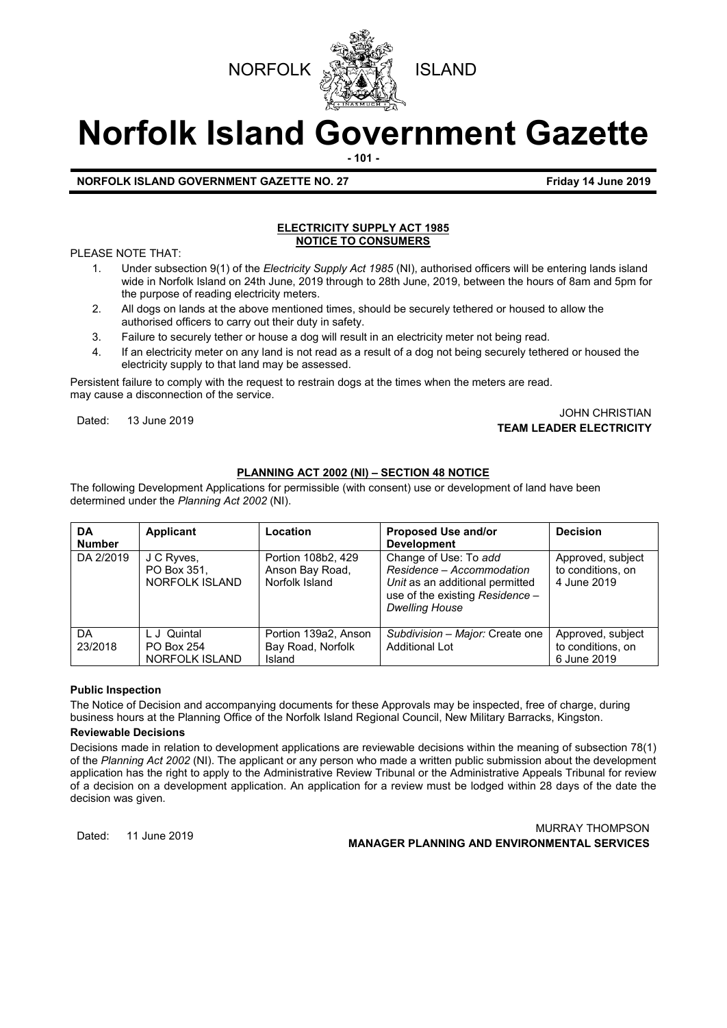NORFOLK ISLAND

# Norfolk Island Government Gazette

**NORFOLK ISLAND GOVERNMENT GAZETTE NO. 27** **Friday 14 June 2019**

## ELECTRICITY SUPPLY ACT 1985
## NOTICE TO CONSUMERS

PLEASE NOTE THAT:

1. Under subsection 9(1) of the *Electricity Supply Act 1985* (NI), authorised officers will be entering lands island wide in Norfolk Island on 24th June, 2019 through to 28th June, 2019, between the hours of 8am and 5pm for the purpose of reading electricity meters.
2. All dogs on lands at the above mentioned times, should be securely tethered or housed to allow the authorised officers to carry out their duty in safety.
3. Failure to securely tether or house a dog will result in an electricity meter not being read.
4. If an electricity meter on any land is not read as a result of a dog not being securely tethered or housed the electricity supply to that land may be assessed.

Persistent failure to comply with the request to restrain dogs at the times when the meters are read. may cause a disconnection of the service.

Dated: 13 June 2019

JOHN CHRISTIAN
**TEAM LEADER ELECTRICITY**

## PLANNING ACT 2002 (NI) – SECTION 48 NOTICE

The following Development Applications for permissible (with consent) use or development of land have been determined under the *Planning Act 2002* (NI).

| DA Number | Applicant | Location | Proposed Use and/or Development | Decision |
|---|---|---|---|---|
| DA 2/2019 | J C Ryves, PO Box 351, NORFOLK ISLAND | Portion 108b2, 429 Anson Bay Road, Norfolk Island | Change of Use: To *add Residence – Accommodation Unit* as an additional permitted use of the existing *Residence – Dwelling House* | Approved, subject to conditions, on 4 June 2019 |
| DA 23/2018 | L J Quintal PO Box 254 NORFOLK ISLAND | Portion 139a2, Anson Bay Road, Norfolk Island | *Subdivision – Major:* Create one Additional Lot | Approved, subject to conditions, on 6 June 2019 |

**Public Inspection**

The Notice of Decision and accompanying documents for these Approvals may be inspected, free of charge, during business hours at the Planning Office of the Norfolk Island Regional Council, New Military Barracks, Kingston.

**Reviewable Decisions**

Decisions made in relation to development applications are reviewable decisions within the meaning of subsection 78(1) of the *Planning Act 2002* (NI). The applicant or any person who made a written public submission about the development application has the right to apply to the Administrative Review Tribunal or the Administrative Appeals Tribunal for review of a decision on a development application. An application for a review must be lodged within 28 days of the date the decision was given.

Dated: 11 June 2019

MURRAY THOMPSON
**MANAGER PLANNING AND ENVIRONMENTAL SERVICES**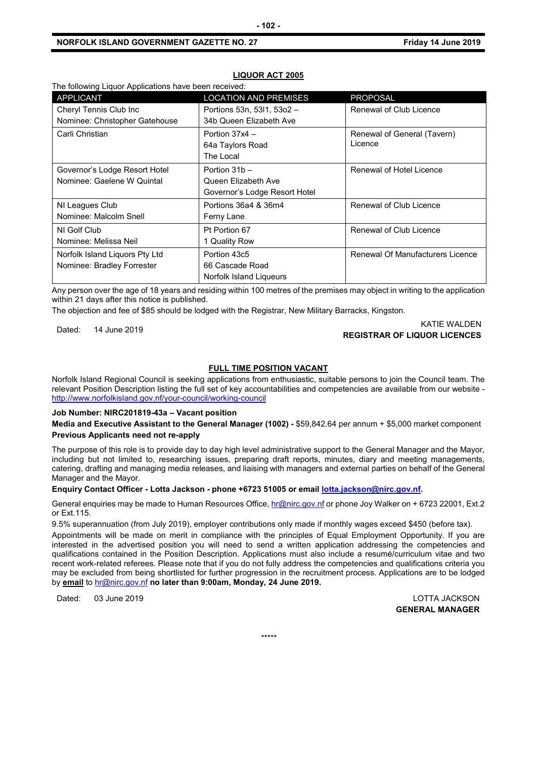## LIQUOR ACT 2005

The following Liquor Applications have been received:

| APPLICANT | LOCATION AND PREMISES | PROPOSAL |
|---|---|---|
| Cheryl Tennis Club Inc<br>Nominee: Christopher Gatehouse | Portions 53n, 53l1, 53o2 –<br>34b Queen Elizabeth Ave | Renewal of Club Licence |
| Carli Christian | Portion 37x4 –<br>64a Taylors Road<br>The Local | Renewal of General (Tavern) Licence |
| Governor's Lodge Resort Hotel<br>Nominee: Gaelene W Quintal | Portion 31b –<br>Queen Elizabeth Ave<br>Governor's Lodge Resort Hotel | Renewal of Hotel Licence |
| NI Leagues Club<br>Nominee: Malcolm Snell | Portions 36a4 & 36m4<br>Ferny Lane | Renewal of Club Licence |
| NI Golf Club<br>Nominee: Melissa Neil | Pt Portion 67<br>1 Quality Row | Renewal of Club Licence |
| Norfolk Island Liquors Pty Ltd<br>Nominee: Bradley Forrester | Portion 43c5<br>66 Cascade Road<br>Norfolk Island Liqueurs | Renewal Of Manufacturers Licence |

Any person over the age of 18 years and residing within 100 metres of the premises may object in writing to the application within 21 days after this notice is published.

The objection and fee of $85 should be lodged with the Registrar, New Military Barracks, Kingston.

Dated: 14 June 2019

KATIE WALDEN
**REGISTRAR OF LIQUOR LICENCES**

## FULL TIME POSITION VACANT

Norfolk Island Regional Council is seeking applications from enthusiastic, suitable persons to join the Council team. The relevant Position Description listing the full set of key accountabilities and competencies are available from our website - http://www.norfolkisland.gov.nf/your-council/working-council

**Job Number: NIRC201819-43a – Vacant position**

**Media and Executive Assistant to the General Manager (1002) -** $59,842.64 per annum + $5,000 market component

**Previous Applicants need not re-apply**

The purpose of this role is to provide day to day high level administrative support to the General Manager and the Mayor, including but not limited to, researching issues, preparing draft reports, minutes, diary and meeting managements, catering, drafting and managing media releases, and liaising with managers and external parties on behalf of the General Manager and the Mayor.

**Enquiry Contact Officer - Lotta Jackson - phone +6723 51005 or email lotta.jackson@nirc.gov.nf.**

General enquiries may be made to Human Resources Office, hr@nirc.gov.nf or phone Joy Walker on + 6723 22001, Ext.2 or Ext.115.

9.5% superannuation (from July 2019), employer contributions only made if monthly wages exceed $450 (before tax).

Appointments will be made on merit in compliance with the principles of Equal Employment Opportunity. If you are interested in the advertised position you will need to send a written application addressing the competencies and qualifications contained in the Position Description. Applications must also include a resumé/curriculum vitae and two recent work-related referees. Please note that if you do not fully address the competencies and qualifications criteria you may be excluded from being shortlisted for further progression in the recruitment process. Applications are to be lodged by **email** to hr@nirc.gov.nf **no later than 9:00am, Monday, 24 June 2019.**

Dated: 03 June 2019

LOTTA JACKSON
**GENERAL MANAGER**

\*\*\*\*\*